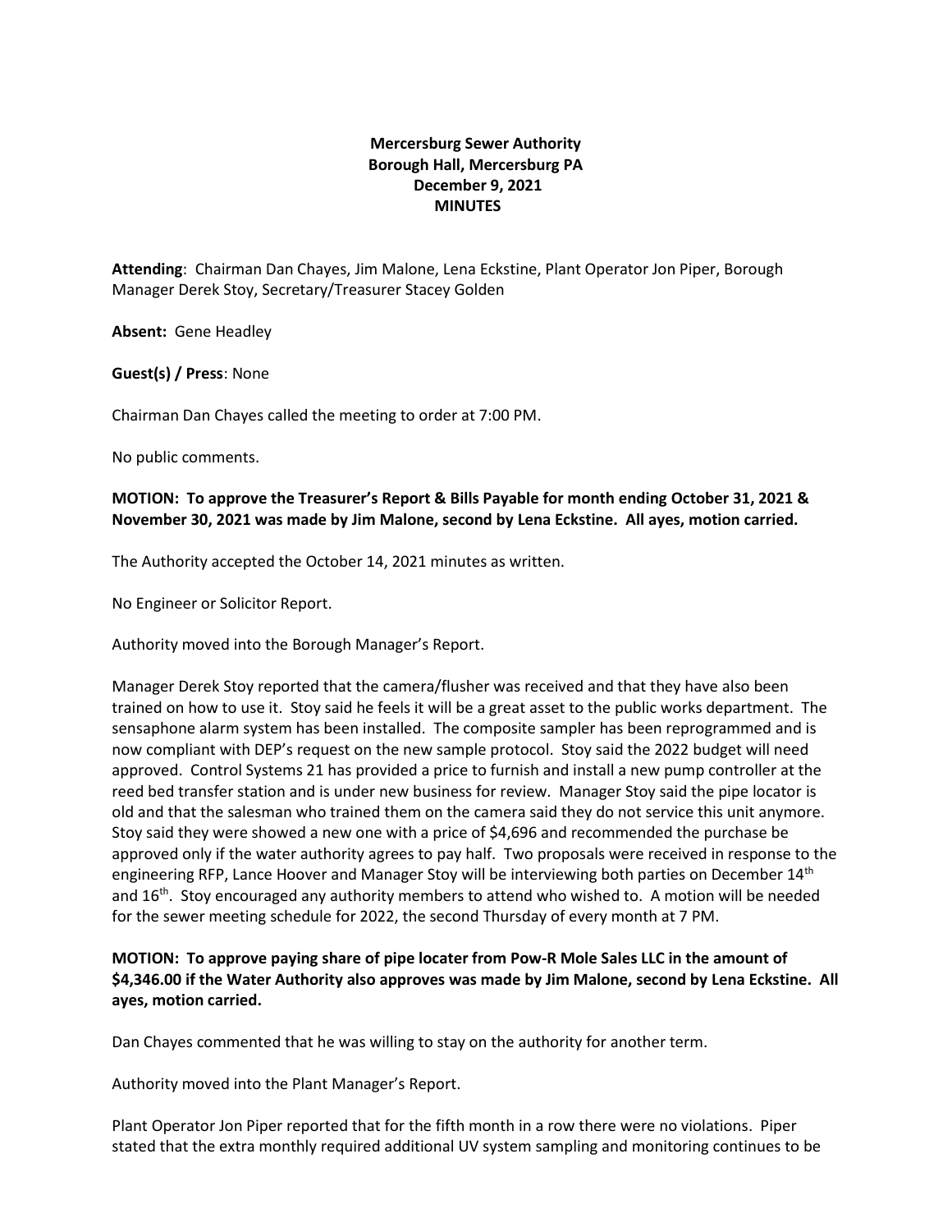**Mercersburg Sewer Authority**
**Borough Hall, Mercersburg PA**
**December 9, 2021**
**MINUTES**

**Attending**: Chairman Dan Chayes, Jim Malone, Lena Eckstine, Plant Operator Jon Piper, Borough Manager Derek Stoy, Secretary/Treasurer Stacey Golden

**Absent:** Gene Headley

**Guest(s) / Press**: None

Chairman Dan Chayes called the meeting to order at 7:00 PM.

No public comments.

**MOTION: To approve the Treasurer's Report & Bills Payable for month ending October 31, 2021 & November 30, 2021 was made by Jim Malone, second by Lena Eckstine. All ayes, motion carried.**

The Authority accepted the October 14, 2021 minutes as written.

No Engineer or Solicitor Report.

Authority moved into the Borough Manager's Report.

Manager Derek Stoy reported that the camera/flusher was received and that they have also been trained on how to use it. Stoy said he feels it will be a great asset to the public works department. The sensaphone alarm system has been installed. The composite sampler has been reprogrammed and is now compliant with DEP's request on the new sample protocol. Stoy said the 2022 budget will need approved. Control Systems 21 has provided a price to furnish and install a new pump controller at the reed bed transfer station and is under new business for review. Manager Stoy said the pipe locator is old and that the salesman who trained them on the camera said they do not service this unit anymore. Stoy said they were showed a new one with a price of $4,696 and recommended the purchase be approved only if the water authority agrees to pay half. Two proposals were received in response to the engineering RFP, Lance Hoover and Manager Stoy will be interviewing both parties on December 14th and 16th. Stoy encouraged any authority members to attend who wished to. A motion will be needed for the sewer meeting schedule for 2022, the second Thursday of every month at 7 PM.

**MOTION: To approve paying share of pipe locater from Pow-R Mole Sales LLC in the amount of $4,346.00 if the Water Authority also approves was made by Jim Malone, second by Lena Eckstine. All ayes, motion carried.**

Dan Chayes commented that he was willing to stay on the authority for another term.

Authority moved into the Plant Manager's Report.

Plant Operator Jon Piper reported that for the fifth month in a row there were no violations. Piper stated that the extra monthly required additional UV system sampling and monitoring continues to be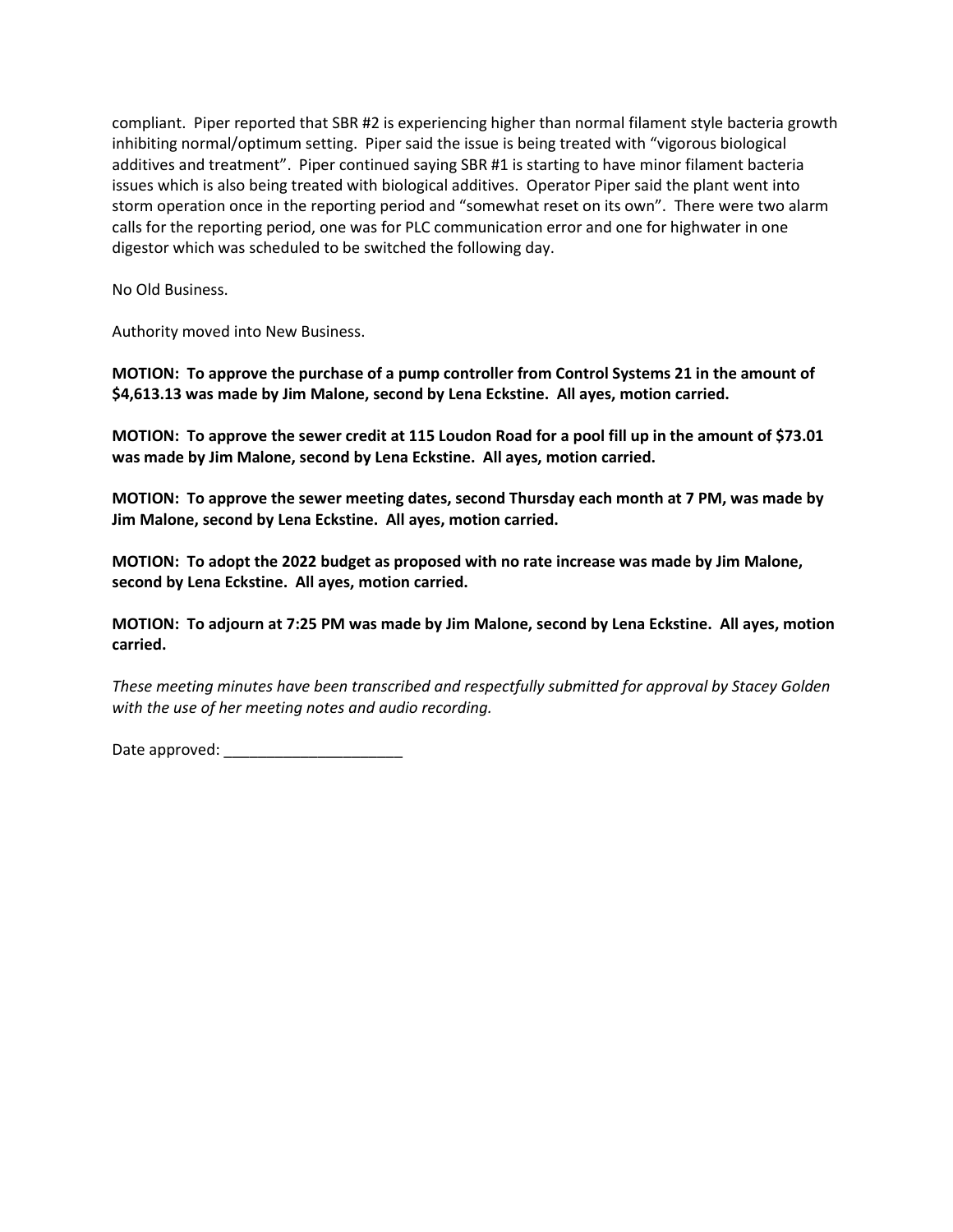compliant. Piper reported that SBR #2 is experiencing higher than normal filament style bacteria growth inhibiting normal/optimum setting. Piper said the issue is being treated with "vigorous biological additives and treatment". Piper continued saying SBR #1 is starting to have minor filament bacteria issues which is also being treated with biological additives. Operator Piper said the plant went into storm operation once in the reporting period and "somewhat reset on its own". There were two alarm calls for the reporting period, one was for PLC communication error and one for highwater in one digestor which was scheduled to be switched the following day.

No Old Business.

Authority moved into New Business.

**MOTION: To approve the purchase of a pump controller from Control Systems 21 in the amount of $4,613.13 was made by Jim Malone, second by Lena Eckstine. All ayes, motion carried.**

**MOTION: To approve the sewer credit at 115 Loudon Road for a pool fill up in the amount of $73.01 was made by Jim Malone, second by Lena Eckstine. All ayes, motion carried.**

**MOTION: To approve the sewer meeting dates, second Thursday each month at 7 PM, was made by Jim Malone, second by Lena Eckstine. All ayes, motion carried.**

**MOTION: To adopt the 2022 budget as proposed with no rate increase was made by Jim Malone, second by Lena Eckstine. All ayes, motion carried.**

**MOTION: To adjourn at 7:25 PM was made by Jim Malone, second by Lena Eckstine. All ayes, motion carried.**

*These meeting minutes have been transcribed and respectfully submitted for approval by Stacey Golden with the use of her meeting notes and audio recording.*

Date approved: _____________________